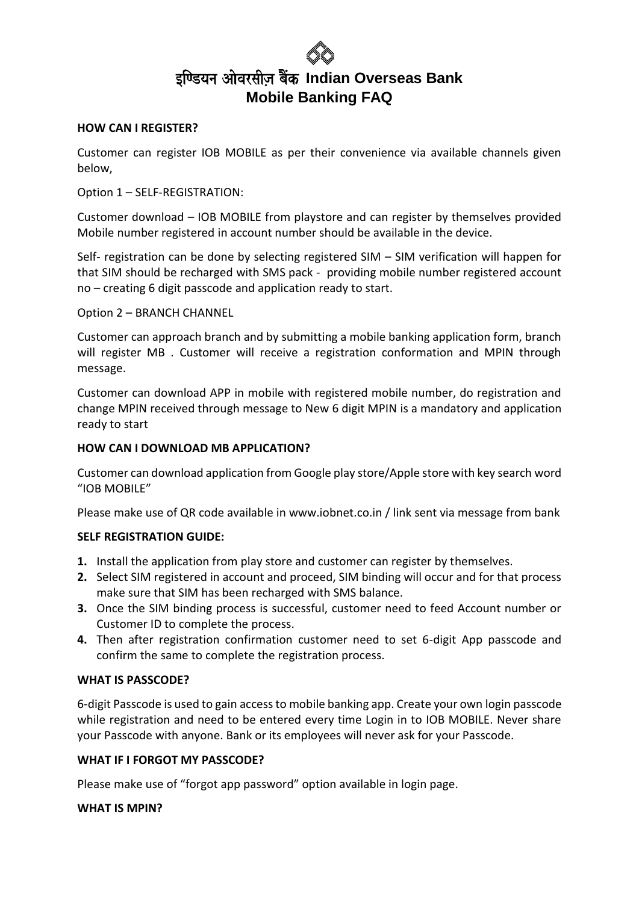# इण्डियन ओवरसीज़ बैंक Indian Overseas Bank
## Mobile Banking FAQ

**HOW CAN I REGISTER?**

Customer can register IOB MOBILE as per their convenience via available channels given below,

Option 1 – SELF-REGISTRATION:

Customer download – IOB MOBILE from playstore and can register by themselves provided Mobile number registered in account number should be available in the device.

Self- registration can be done by selecting registered SIM – SIM verification will happen for that SIM should be recharged with SMS pack - providing mobile number registered account no – creating 6 digit passcode and application ready to start.

Option 2 – BRANCH CHANNEL

Customer can approach branch and by submitting a mobile banking application form, branch will register MB . Customer will receive a registration conformation and MPIN through message.

Customer can download APP in mobile with registered mobile number, do registration and change MPIN received through message to New 6 digit MPIN is a mandatory and application ready to start

**HOW CAN I DOWNLOAD MB APPLICATION?**

Customer can download application from Google play store/Apple store with key search word "IOB MOBILE"

Please make use of QR code available in www.iobnet.co.in / link sent via message from bank

**SELF REGISTRATION GUIDE:**

1. Install the application from play store and customer can register by themselves.
2. Select SIM registered in account and proceed, SIM binding will occur and for that process make sure that SIM has been recharged with SMS balance.
3. Once the SIM binding process is successful, customer need to feed Account number or Customer ID to complete the process.
4. Then after registration confirmation customer need to set 6-digit App passcode and confirm the same to complete the registration process.

**WHAT IS PASSCODE?**

6-digit Passcode is used to gain access to mobile banking app. Create your own login passcode while registration and need to be entered every time Login in to IOB MOBILE. Never share your Passcode with anyone. Bank or its employees will never ask for your Passcode.

**WHAT IF I FORGOT MY PASSCODE?**

Please make use of "forgot app password" option available in login page.

**WHAT IS MPIN?**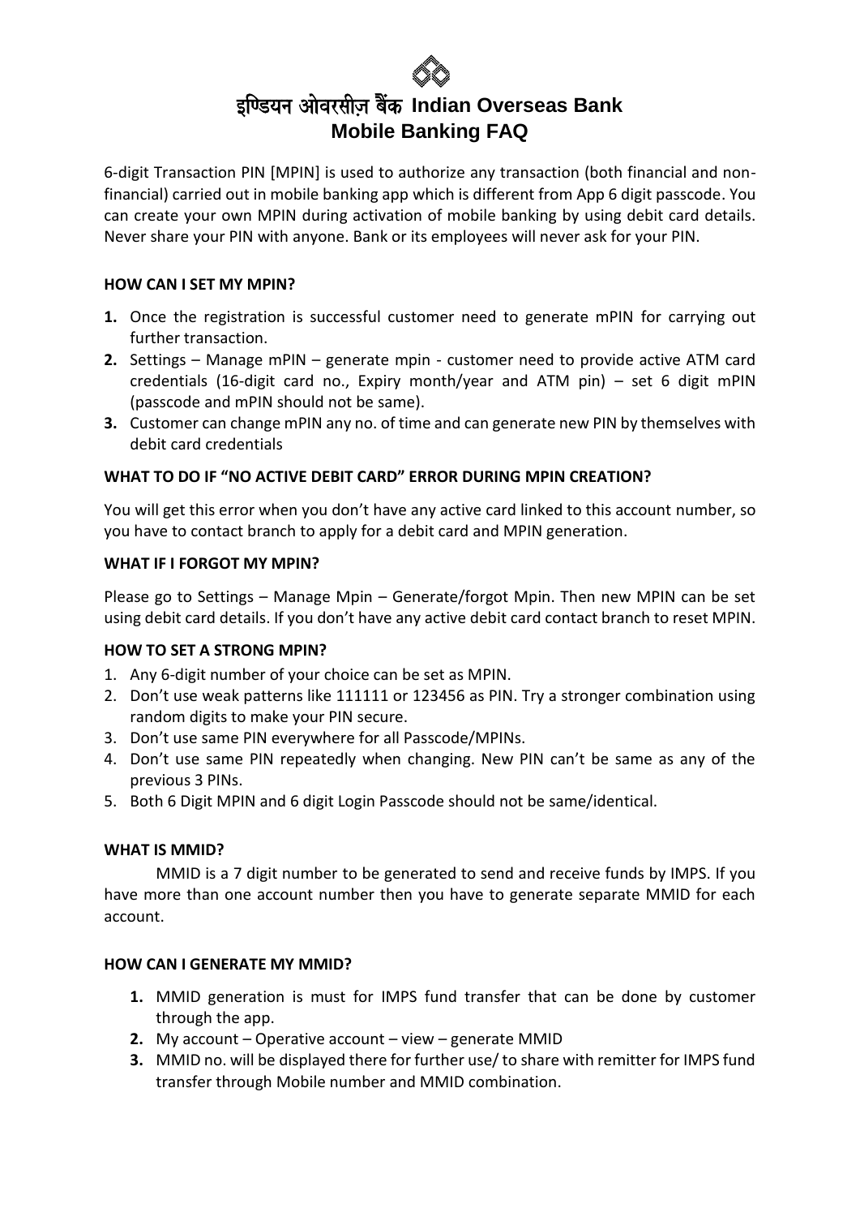# इण्डियन ओवरसीज़ बैंक Indian Overseas Bank
# Mobile Banking FAQ

6-digit Transaction PIN [MPIN] is used to authorize any transaction (both financial and non-financial) carried out in mobile banking app which is different from App 6 digit passcode. You can create your own MPIN during activation of mobile banking by using debit card details. Never share your PIN with anyone. Bank or its employees will never ask for your PIN.

**HOW CAN I SET MY MPIN?**

1. Once the registration is successful customer need to generate mPIN for carrying out further transaction.
2. Settings – Manage mPIN – generate mpin - customer need to provide active ATM card credentials (16-digit card no., Expiry month/year and ATM pin) – set 6 digit mPIN (passcode and mPIN should not be same).
3. Customer can change mPIN any no. of time and can generate new PIN by themselves with debit card credentials

**WHAT TO DO IF "NO ACTIVE DEBIT CARD" ERROR DURING MPIN CREATION?**

You will get this error when you don't have any active card linked to this account number, so you have to contact branch to apply for a debit card and MPIN generation.

**WHAT IF I FORGOT MY MPIN?**

Please go to Settings – Manage Mpin – Generate/forgot Mpin. Then new MPIN can be set using debit card details. If you don't have any active debit card contact branch to reset MPIN.

**HOW TO SET A STRONG MPIN?**

1. Any 6-digit number of your choice can be set as MPIN.
2. Don't use weak patterns like 111111 or 123456 as PIN. Try a stronger combination using random digits to make your PIN secure.
3. Don't use same PIN everywhere for all Passcode/MPINs.
4. Don't use same PIN repeatedly when changing. New PIN can't be same as any of the previous 3 PINs.
5. Both 6 Digit MPIN and 6 digit Login Passcode should not be same/identical.

**WHAT IS MMID?**

MMID is a 7 digit number to be generated to send and receive funds by IMPS. If you have more than one account number then you have to generate separate MMID for each account.

**HOW CAN I GENERATE MY MMID?**

1. MMID generation is must for IMPS fund transfer that can be done by customer through the app.
2. My account – Operative account – view – generate MMID
3. MMID no. will be displayed there for further use/ to share with remitter for IMPS fund transfer through Mobile number and MMID combination.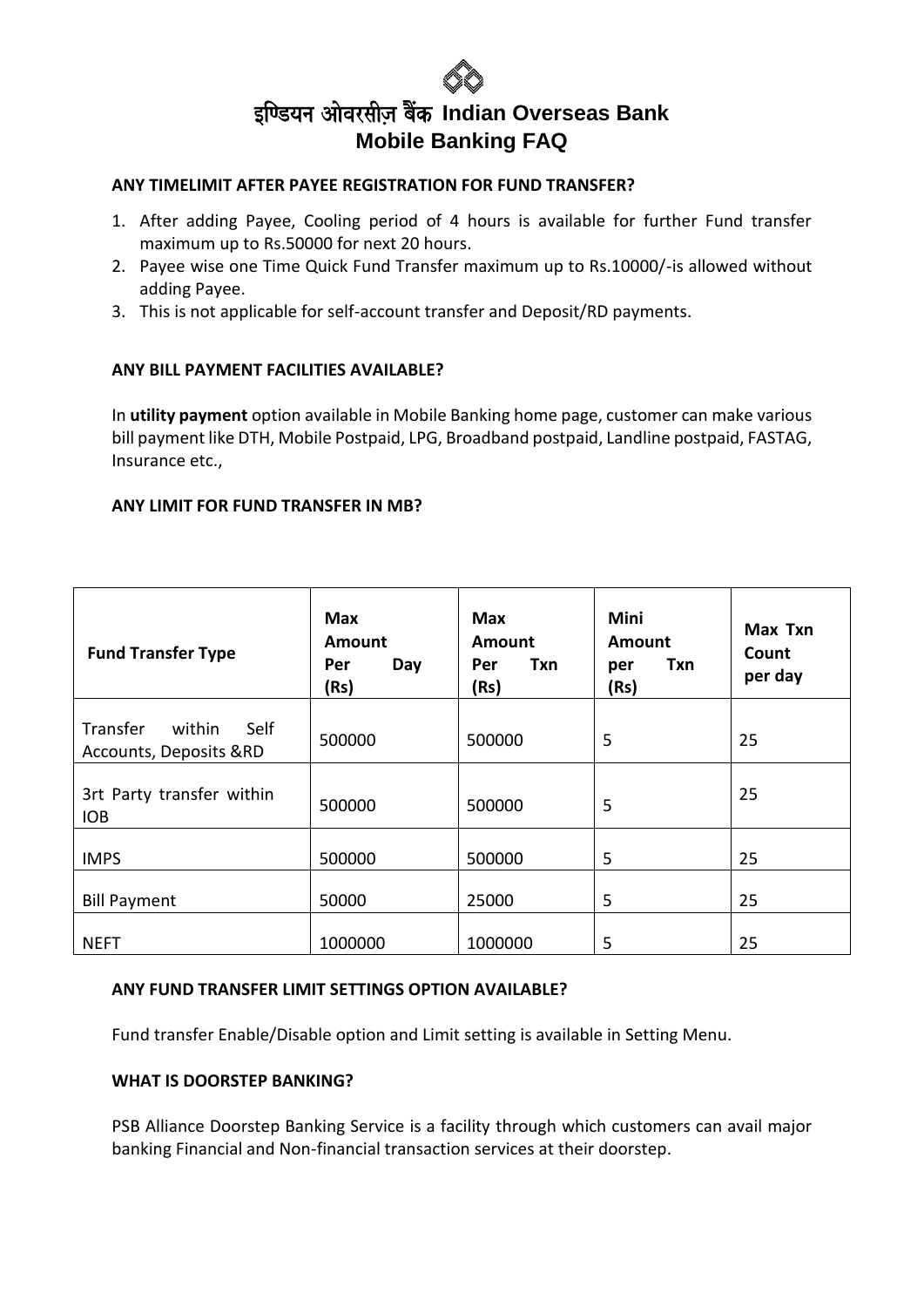# इण्डियन ओवरसीज़ बैंक Indian Overseas Bank
## Mobile Banking FAQ

**ANY TIMELIMIT AFTER PAYEE REGISTRATION FOR FUND TRANSFER?**

1. After adding Payee, Cooling period of 4 hours is available for further Fund transfer maximum up to Rs.50000 for next 20 hours.
2. Payee wise one Time Quick Fund Transfer maximum up to Rs.10000/-is allowed without adding Payee.
3. This is not applicable for self-account transfer and Deposit/RD payments.

**ANY BILL PAYMENT FACILITIES AVAILABLE?**

In **utility payment** option available in Mobile Banking home page, customer can make various bill payment like DTH, Mobile Postpaid, LPG, Broadband postpaid, Landline postpaid, FASTAG, Insurance etc.,

**ANY LIMIT FOR FUND TRANSFER IN MB?**

| Fund Transfer Type | Max Amount Per Day (Rs) | Max Amount Per Txn (Rs) | Mini Amount per Txn (Rs) | Max Txn Count per day |
|---|---|---|---|---|
| Transfer within Self Accounts, Deposits &RD | 500000 | 500000 | 5 | 25 |
| 3rt Party transfer within IOB | 500000 | 500000 | 5 | 25 |
| IMPS | 500000 | 500000 | 5 | 25 |
| Bill Payment | 50000 | 25000 | 5 | 25 |
| NEFT | 1000000 | 1000000 | 5 | 25 |

**ANY FUND TRANSFER LIMIT SETTINGS OPTION AVAILABLE?**

Fund transfer Enable/Disable option and Limit setting is available in Setting Menu.

**WHAT IS DOORSTEP BANKING?**

PSB Alliance Doorstep Banking Service is a facility through which customers can avail major banking Financial and Non-financial transaction services at their doorstep.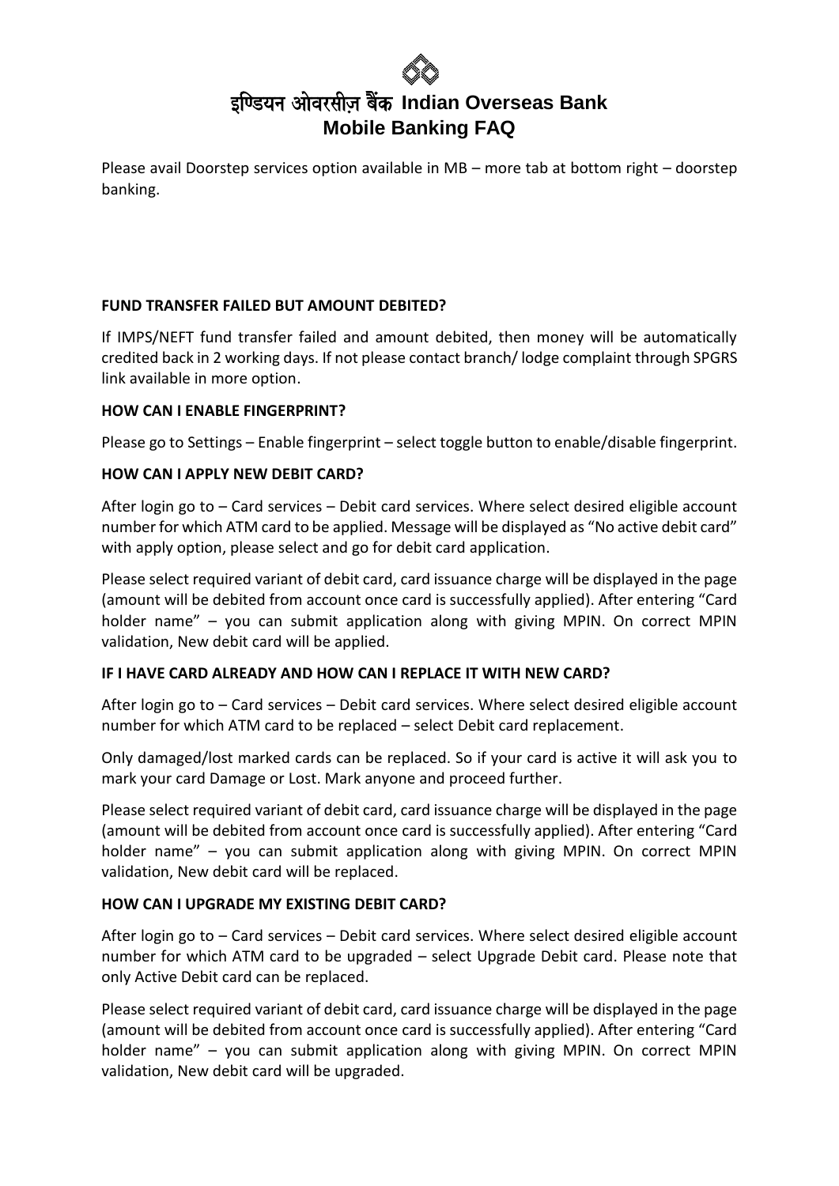Please avail Doorstep services option available in MB – more tab at bottom right – doorstep banking.

**FUND TRANSFER FAILED BUT AMOUNT DEBITED?**

If IMPS/NEFT fund transfer failed and amount debited, then money will be automatically credited back in 2 working days. If not please contact branch/ lodge complaint through SPGRS link available in more option.

**HOW CAN I ENABLE FINGERPRINT?**

Please go to Settings – Enable fingerprint – select toggle button to enable/disable fingerprint.

**HOW CAN I APPLY NEW DEBIT CARD?**

After login go to – Card services – Debit card services. Where select desired eligible account number for which ATM card to be applied. Message will be displayed as "No active debit card" with apply option, please select and go for debit card application.

Please select required variant of debit card, card issuance charge will be displayed in the page (amount will be debited from account once card is successfully applied). After entering "Card holder name" – you can submit application along with giving MPIN. On correct MPIN validation, New debit card will be applied.

**IF I HAVE CARD ALREADY AND HOW CAN I REPLACE IT WITH NEW CARD?**

After login go to – Card services – Debit card services. Where select desired eligible account number for which ATM card to be replaced – select Debit card replacement.

Only damaged/lost marked cards can be replaced. So if your card is active it will ask you to mark your card Damage or Lost. Mark anyone and proceed further.

Please select required variant of debit card, card issuance charge will be displayed in the page (amount will be debited from account once card is successfully applied). After entering "Card holder name" – you can submit application along with giving MPIN. On correct MPIN validation, New debit card will be replaced.

**HOW CAN I UPGRADE MY EXISTING DEBIT CARD?**

After login go to – Card services – Debit card services. Where select desired eligible account number for which ATM card to be upgraded – select Upgrade Debit card. Please note that only Active Debit card can be replaced.

Please select required variant of debit card, card issuance charge will be displayed in the page (amount will be debited from account once card is successfully applied). After entering "Card holder name" – you can submit application along with giving MPIN. On correct MPIN validation, New debit card will be upgraded.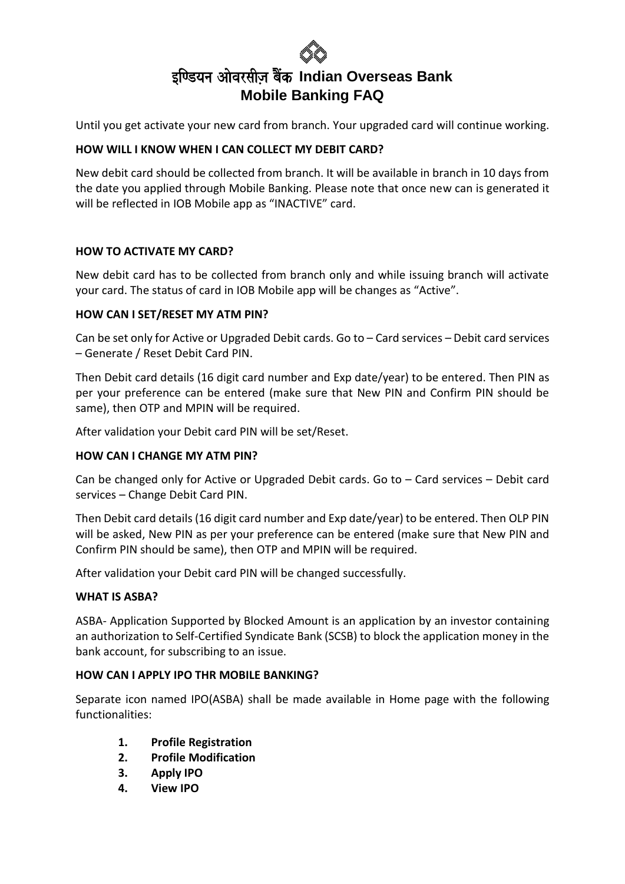Until you get activate your new card from branch. Your upgraded card will continue working.

**HOW WILL I KNOW WHEN I CAN COLLECT MY DEBIT CARD?**

New debit card should be collected from branch. It will be available in branch in 10 days from the date you applied through Mobile Banking. Please note that once new can is generated it will be reflected in IOB Mobile app as "INACTIVE" card.

**HOW TO ACTIVATE MY CARD?**

New debit card has to be collected from branch only and while issuing branch will activate your card. The status of card in IOB Mobile app will be changes as "Active".

**HOW CAN I SET/RESET MY ATM PIN?**

Can be set only for Active or Upgraded Debit cards. Go to – Card services – Debit card services – Generate / Reset Debit Card PIN.

Then Debit card details (16 digit card number and Exp date/year) to be entered. Then PIN as per your preference can be entered (make sure that New PIN and Confirm PIN should be same), then OTP and MPIN will be required.

After validation your Debit card PIN will be set/Reset.

**HOW CAN I CHANGE MY ATM PIN?**

Can be changed only for Active or Upgraded Debit cards. Go to – Card services – Debit card services – Change Debit Card PIN.

Then Debit card details (16 digit card number and Exp date/year) to be entered. Then OLP PIN will be asked, New PIN as per your preference can be entered (make sure that New PIN and Confirm PIN should be same), then OTP and MPIN will be required.

After validation your Debit card PIN will be changed successfully.

**WHAT IS ASBA?**

ASBA- Application Supported by Blocked Amount is an application by an investor containing an authorization to Self-Certified Syndicate Bank (SCSB) to block the application money in the bank account, for subscribing to an issue.

**HOW CAN I APPLY IPO THR MOBILE BANKING?**

Separate icon named IPO(ASBA) shall be made available in Home page with the following functionalities:

1. **Profile Registration**
2. **Profile Modification**
3. **Apply IPO**
4. **View IPO**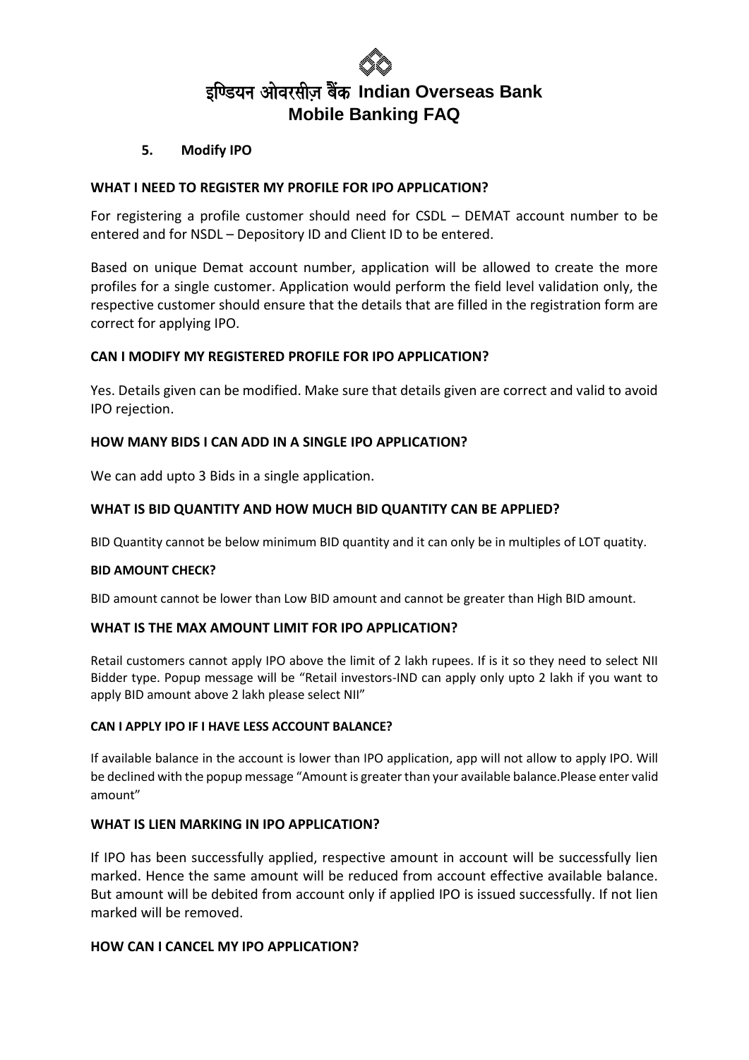### 5. Modify IPO

**WHAT I NEED TO REGISTER MY PROFILE FOR IPO APPLICATION?**

For registering a profile customer should need for CSDL – DEMAT account number to be entered and for NSDL – Depository ID and Client ID to be entered.

Based on unique Demat account number, application will be allowed to create the more profiles for a single customer. Application would perform the field level validation only, the respective customer should ensure that the details that are filled in the registration form are correct for applying IPO.

**CAN I MODIFY MY REGISTERED PROFILE FOR IPO APPLICATION?**

Yes. Details given can be modified. Make sure that details given are correct and valid to avoid IPO rejection.

**HOW MANY BIDS I CAN ADD IN A SINGLE IPO APPLICATION?**

We can add upto 3 Bids in a single application.

**WHAT IS BID QUANTITY AND HOW MUCH BID QUANTITY CAN BE APPLIED?**

BID Quantity cannot be below minimum BID quantity and it can only be in multiples of LOT quatity.

**BID AMOUNT CHECK?**

BID amount cannot be lower than Low BID amount and cannot be greater than High BID amount.

**WHAT IS THE MAX AMOUNT LIMIT FOR IPO APPLICATION?**

Retail customers cannot apply IPO above the limit of 2 lakh rupees. If is it so they need to select NII Bidder type. Popup message will be "Retail investors-IND can apply only upto 2 lakh if you want to apply BID amount above 2 lakh please select NII"

**CAN I APPLY IPO IF I HAVE LESS ACCOUNT BALANCE?**

If available balance in the account is lower than IPO application, app will not allow to apply IPO. Will be declined with the popup message "Amount is greater than your available balance.Please enter valid amount"

**WHAT IS LIEN MARKING IN IPO APPLICATION?**

If IPO has been successfully applied, respective amount in account will be successfully lien marked. Hence the same amount will be reduced from account effective available balance. But amount will be debited from account only if applied IPO is issued successfully. If not lien marked will be removed.

**HOW CAN I CANCEL MY IPO APPLICATION?**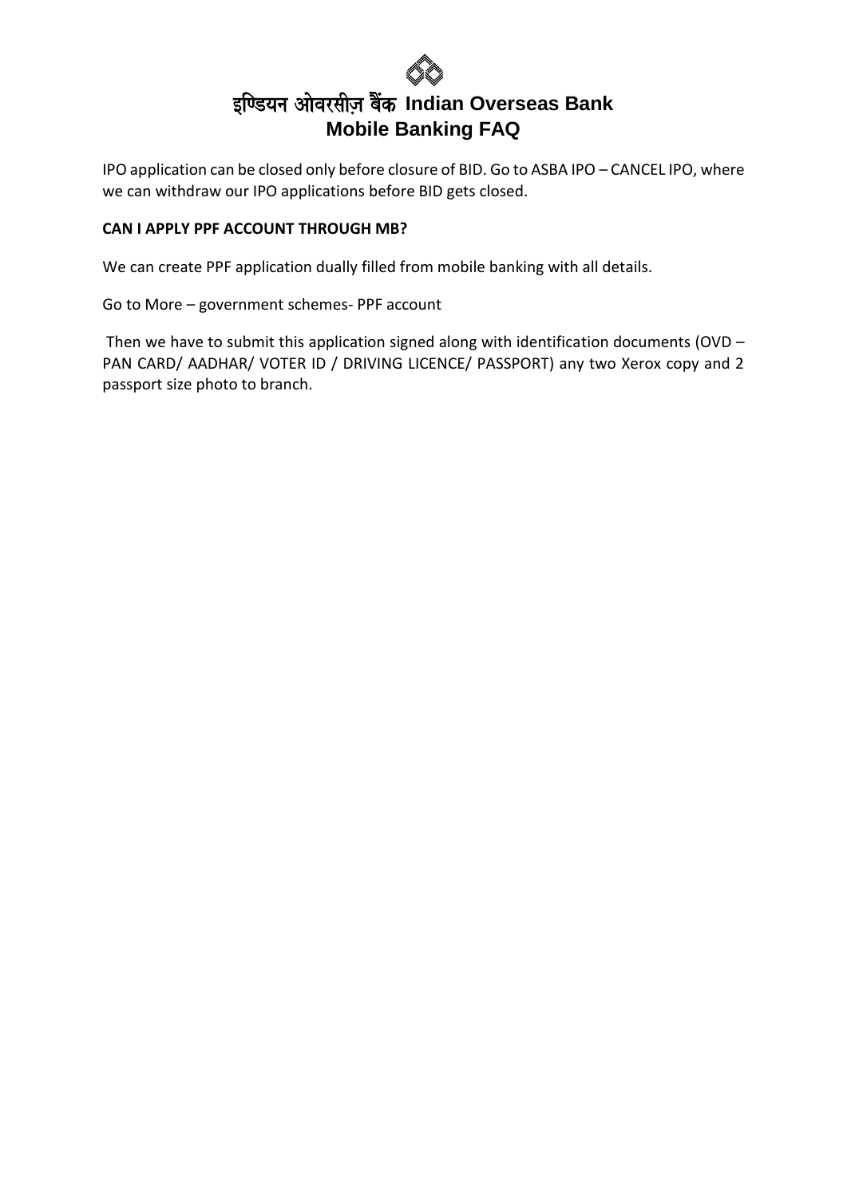IPO application can be closed only before closure of BID. Go to ASBA IPO – CANCEL IPO, where we can withdraw our IPO applications before BID gets closed.

**CAN I APPLY PPF ACCOUNT THROUGH MB?**

We can create PPF application dually filled from mobile banking with all details.

Go to More – government schemes- PPF account

Then we have to submit this application signed along with identification documents (OVD – PAN CARD/ AADHAR/ VOTER ID / DRIVING LICENCE/ PASSPORT) any two Xerox copy and 2 passport size photo to branch.